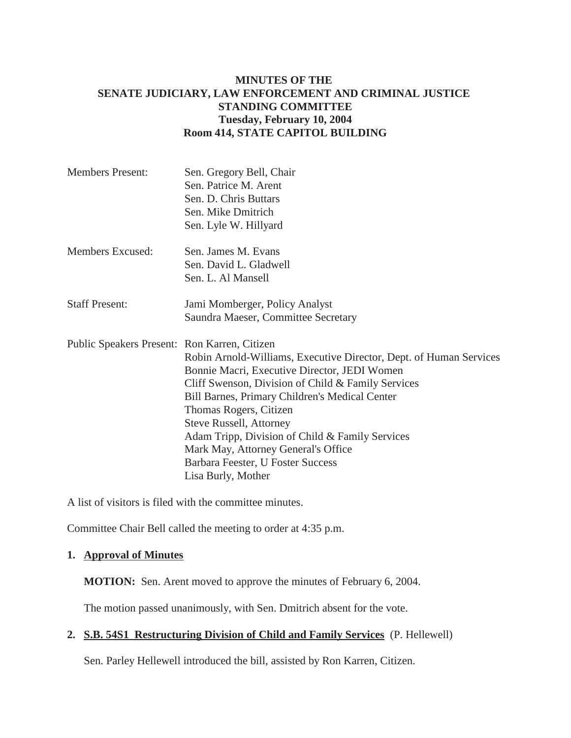# MINUTES OF THE SENATE JUDICIARY, LAW ENFORCEMENT AND CRIMINAL JUSTICE STANDING COMMITTEE

**Tuesday, February 10, 2004**
**Room 414, STATE CAPITOL BUILDING**

Members Present: Sen. Gregory Bell, Chair
Sen. Patrice M. Arent
Sen. D. Chris Buttars
Sen. Mike Dmitrich
Sen. Lyle W. Hillyard

Members Excused: Sen. James M. Evans
Sen. David L. Gladwell
Sen. L. Al Mansell

Staff Present: Jami Momberger, Policy Analyst
Saundra Maeser, Committee Secretary

Public Speakers Present: Ron Karren, Citizen
Robin Arnold-Williams, Executive Director, Dept. of Human Services
Bonnie Macri, Executive Director, JEDI Women
Cliff Swenson, Division of Child & Family Services
Bill Barnes, Primary Children's Medical Center
Thomas Rogers, Citizen
Steve Russell, Attorney
Adam Tripp, Division of Child & Family Services
Mark May, Attorney General's Office
Barbara Feester, U Foster Success
Lisa Burly, Mother

A list of visitors is filed with the committee minutes.

Committee Chair Bell called the meeting to order at 4:35 p.m.

**1. Approval of Minutes**

**MOTION:** Sen. Arent moved to approve the minutes of February 6, 2004.

The motion passed unanimously, with Sen. Dmitrich absent for the vote.

**2. S.B. 54S1 Restructuring Division of Child and Family Services** (P. Hellewell)

Sen. Parley Hellewell introduced the bill, assisted by Ron Karren, Citizen.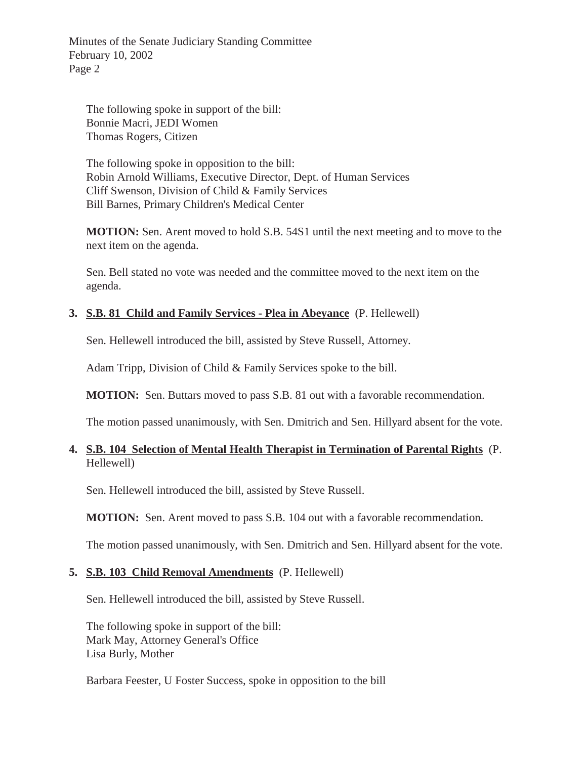The following spoke in support of the bill:
Bonnie Macri, JEDI Women
Thomas Rogers, Citizen

The following spoke in opposition to the bill:
Robin Arnold Williams, Executive Director, Dept. of Human Services
Cliff Swenson, Division of Child & Family Services
Bill Barnes, Primary Children's Medical Center

**MOTION:** Sen. Arent moved to hold S.B. 54S1 until the next meeting and to move to the next item on the agenda.

Sen. Bell stated no vote was needed and the committee moved to the next item on the agenda.

**3. S.B. 81 Child and Family Services - Plea in Abeyance** (P. Hellewell)

Sen. Hellewell introduced the bill, assisted by Steve Russell, Attorney.

Adam Tripp, Division of Child & Family Services spoke to the bill.

**MOTION:** Sen. Buttars moved to pass S.B. 81 out with a favorable recommendation.

The motion passed unanimously, with Sen. Dmitrich and Sen. Hillyard absent for the vote.

**4. S.B. 104 Selection of Mental Health Therapist in Termination of Parental Rights** (P. Hellewell)

Sen. Hellewell introduced the bill, assisted by Steve Russell.

**MOTION:** Sen. Arent moved to pass S.B. 104 out with a favorable recommendation.

The motion passed unanimously, with Sen. Dmitrich and Sen. Hillyard absent for the vote.

**5. S.B. 103 Child Removal Amendments** (P. Hellewell)

Sen. Hellewell introduced the bill, assisted by Steve Russell.

The following spoke in support of the bill:
Mark May, Attorney General's Office
Lisa Burly, Mother

Barbara Feester, U Foster Success, spoke in opposition to the bill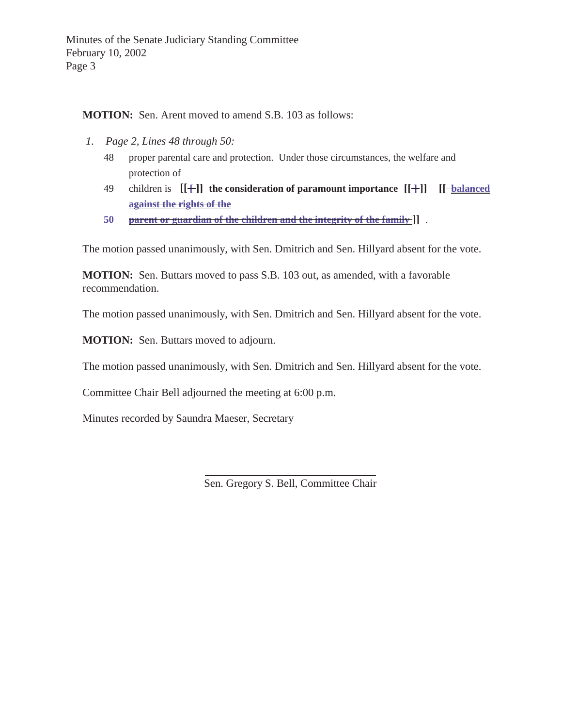**MOTION:** Sen. Arent moved to amend S.B. 103 as follows:

1. *Page 2, Lines 48 through 50:*

   48 proper parental care and protection. Under those circumstances, the welfare and protection of

   49 children is **[[ ; ]] the consideration of paramount importance [[ ; ]] [[ ~~balanced against the rights of the~~**

   **50 ~~parent or guardian of the children and the integrity of the family~~ ]]** .

The motion passed unanimously, with Sen. Dmitrich and Sen. Hillyard absent for the vote.

**MOTION:** Sen. Buttars moved to pass S.B. 103 out, as amended, with a favorable recommendation.

The motion passed unanimously, with Sen. Dmitrich and Sen. Hillyard absent for the vote.

**MOTION:** Sen. Buttars moved to adjourn.

The motion passed unanimously, with Sen. Dmitrich and Sen. Hillyard absent for the vote.

Committee Chair Bell adjourned the meeting at 6:00 p.m.

Minutes recorded by Saundra Maeser, Secretary

Sen. Gregory S. Bell, Committee Chair